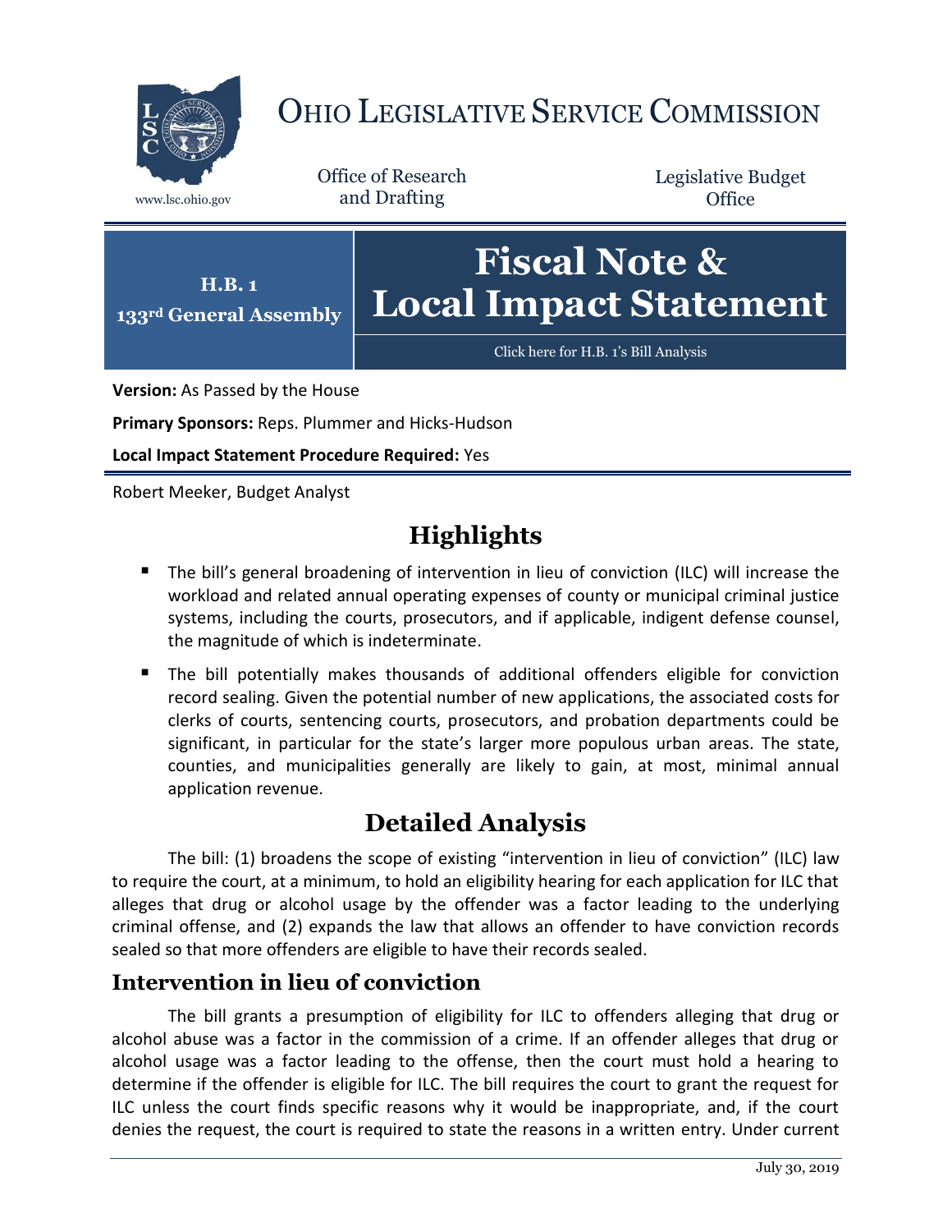# OHIO LEGISLATIVE SERVICE COMMISSION

www.lsc.ohio.gov

Office of Research and Drafting

Legislative Budget Office

**H.B. 1**
**133rd General Assembly**

# Fiscal Note & Local Impact Statement

Click here for H.B. 1's Bill Analysis

**Version:** As Passed by the House

**Primary Sponsors:** Reps. Plummer and Hicks-Hudson

**Local Impact Statement Procedure Required:** Yes

Robert Meeker, Budget Analyst

## Highlights

- The bill's general broadening of intervention in lieu of conviction (ILC) will increase the workload and related annual operating expenses of county or municipal criminal justice systems, including the courts, prosecutors, and if applicable, indigent defense counsel, the magnitude of which is indeterminate.
- The bill potentially makes thousands of additional offenders eligible for conviction record sealing. Given the potential number of new applications, the associated costs for clerks of courts, sentencing courts, prosecutors, and probation departments could be significant, in particular for the state's larger more populous urban areas. The state, counties, and municipalities generally are likely to gain, at most, minimal annual application revenue.

## Detailed Analysis

The bill: (1) broadens the scope of existing "intervention in lieu of conviction" (ILC) law to require the court, at a minimum, to hold an eligibility hearing for each application for ILC that alleges that drug or alcohol usage by the offender was a factor leading to the underlying criminal offense, and (2) expands the law that allows an offender to have conviction records sealed so that more offenders are eligible to have their records sealed.

### Intervention in lieu of conviction

The bill grants a presumption of eligibility for ILC to offenders alleging that drug or alcohol abuse was a factor in the commission of a crime. If an offender alleges that drug or alcohol usage was a factor leading to the offense, then the court must hold a hearing to determine if the offender is eligible for ILC. The bill requires the court to grant the request for ILC unless the court finds specific reasons why it would be inappropriate, and, if the court denies the request, the court is required to state the reasons in a written entry. Under current

July 30, 2019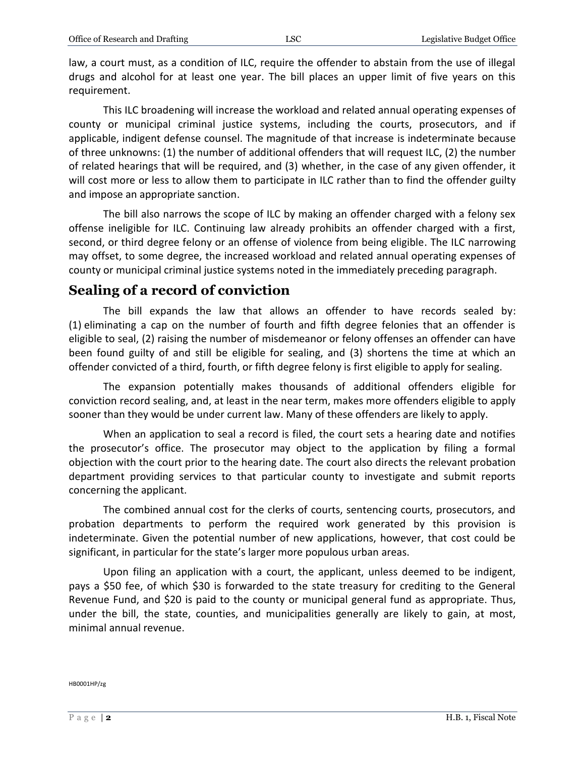law, a court must, as a condition of ILC, require the offender to abstain from the use of illegal drugs and alcohol for at least one year. The bill places an upper limit of five years on this requirement.

This ILC broadening will increase the workload and related annual operating expenses of county or municipal criminal justice systems, including the courts, prosecutors, and if applicable, indigent defense counsel. The magnitude of that increase is indeterminate because of three unknowns: (1) the number of additional offenders that will request ILC, (2) the number of related hearings that will be required, and (3) whether, in the case of any given offender, it will cost more or less to allow them to participate in ILC rather than to find the offender guilty and impose an appropriate sanction.

The bill also narrows the scope of ILC by making an offender charged with a felony sex offense ineligible for ILC. Continuing law already prohibits an offender charged with a first, second, or third degree felony or an offense of violence from being eligible. The ILC narrowing may offset, to some degree, the increased workload and related annual operating expenses of county or municipal criminal justice systems noted in the immediately preceding paragraph.

## Sealing of a record of conviction

The bill expands the law that allows an offender to have records sealed by: (1) eliminating a cap on the number of fourth and fifth degree felonies that an offender is eligible to seal, (2) raising the number of misdemeanor or felony offenses an offender can have been found guilty of and still be eligible for sealing, and (3) shortens the time at which an offender convicted of a third, fourth, or fifth degree felony is first eligible to apply for sealing.

The expansion potentially makes thousands of additional offenders eligible for conviction record sealing, and, at least in the near term, makes more offenders eligible to apply sooner than they would be under current law. Many of these offenders are likely to apply.

When an application to seal a record is filed, the court sets a hearing date and notifies the prosecutor's office. The prosecutor may object to the application by filing a formal objection with the court prior to the hearing date. The court also directs the relevant probation department providing services to that particular county to investigate and submit reports concerning the applicant.

The combined annual cost for the clerks of courts, sentencing courts, prosecutors, and probation departments to perform the required work generated by this provision is indeterminate. Given the potential number of new applications, however, that cost could be significant, in particular for the state's larger more populous urban areas.

Upon filing an application with a court, the applicant, unless deemed to be indigent, pays a $50 fee, of which $30 is forwarded to the state treasury for crediting to the General Revenue Fund, and $20 is paid to the county or municipal general fund as appropriate. Thus, under the bill, the state, counties, and municipalities generally are likely to gain, at most, minimal annual revenue.

HB0001HP/zg